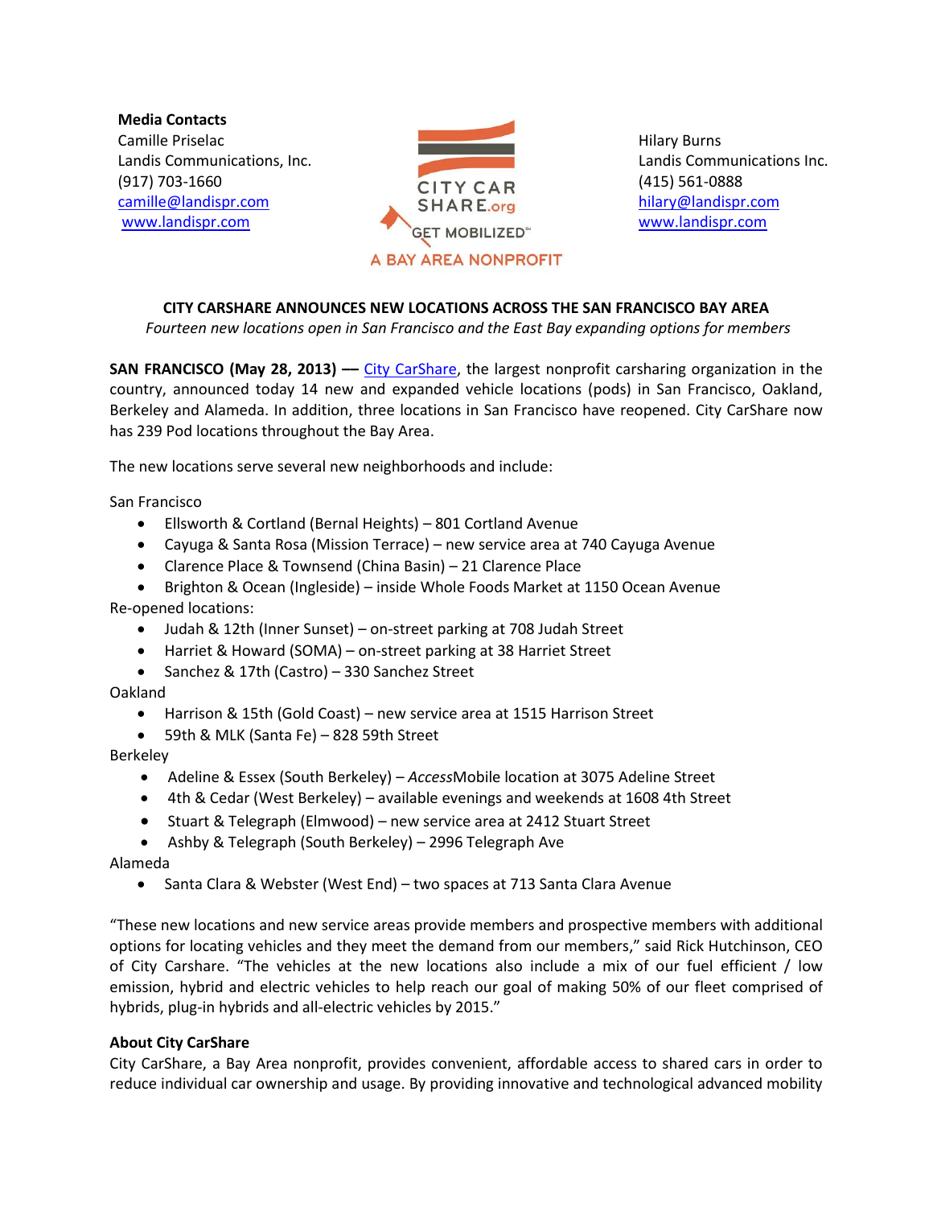**Media Contacts**
Camille Priselac
Landis Communications, Inc.
(917) 703-1660
camille@landispr.com
www.landispr.com

CITY CAR SHARE.org
GET MOBILIZED℠
A BAY AREA NONPROFIT

Hilary Burns
Landis Communications Inc.
(415) 561-0888
hilary@landispr.com
www.landispr.com

**CITY CARSHARE ANNOUNCES NEW LOCATIONS ACROSS THE SAN FRANCISCO BAY AREA**

*Fourteen new locations open in San Francisco and the East Bay expanding options for members*

**SAN FRANCISCO (May 28, 2013) ––** City CarShare, the largest nonprofit carsharing organization in the country, announced today 14 new and expanded vehicle locations (pods) in San Francisco, Oakland, Berkeley and Alameda. In addition, three locations in San Francisco have reopened. City CarShare now has 239 Pod locations throughout the Bay Area.

The new locations serve several new neighborhoods and include:

San Francisco

- Ellsworth & Cortland (Bernal Heights) – 801 Cortland Avenue
- Cayuga & Santa Rosa (Mission Terrace) – new service area at 740 Cayuga Avenue
- Clarence Place & Townsend (China Basin) – 21 Clarence Place
- Brighton & Ocean (Ingleside) – inside Whole Foods Market at 1150 Ocean Avenue

Re-opened locations:

- Judah & 12th (Inner Sunset) – on-street parking at 708 Judah Street
- Harriet & Howard (SOMA) – on-street parking at 38 Harriet Street
- Sanchez & 17th (Castro) – 330 Sanchez Street

Oakland

- Harrison & 15th (Gold Coast) – new service area at 1515 Harrison Street
- 59th & MLK (Santa Fe) – 828 59th Street

Berkeley

- Adeline & Essex (South Berkeley) – *Access*Mobile location at 3075 Adeline Street
- 4th & Cedar (West Berkeley) – available evenings and weekends at 1608 4th Street
- Stuart & Telegraph (Elmwood) – new service area at 2412 Stuart Street
- Ashby & Telegraph (South Berkeley) – 2996 Telegraph Ave

Alameda

- Santa Clara & Webster (West End) – two spaces at 713 Santa Clara Avenue

"These new locations and new service areas provide members and prospective members with additional options for locating vehicles and they meet the demand from our members," said Rick Hutchinson, CEO of City Carshare. "The vehicles at the new locations also include a mix of our fuel efficient / low emission, hybrid and electric vehicles to help reach our goal of making 50% of our fleet comprised of hybrids, plug-in hybrids and all-electric vehicles by 2015."

**About City CarShare**

City CarShare, a Bay Area nonprofit, provides convenient, affordable access to shared cars in order to reduce individual car ownership and usage. By providing innovative and technological advanced mobility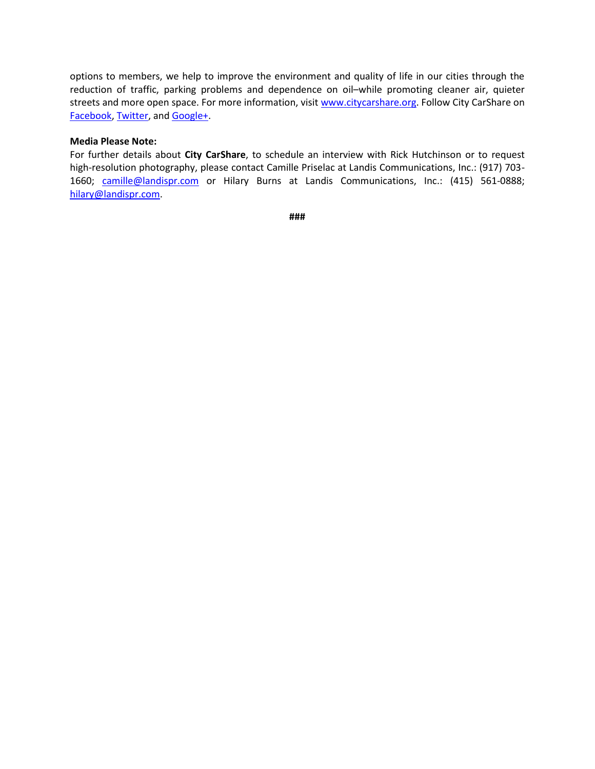options to members, we help to improve the environment and quality of life in our cities through the reduction of traffic, parking problems and dependence on oil–while promoting cleaner air, quieter streets and more open space. For more information, visit www.citycarshare.org. Follow City CarShare on Facebook, Twitter, and Google+.

**Media Please Note:**
For further details about **City CarShare**, to schedule an interview with Rick Hutchinson or to request high-resolution photography, please contact Camille Priselac at Landis Communications, Inc.: (917) 703-1660; camille@landispr.com or Hilary Burns at Landis Communications, Inc.: (415) 561-0888; hilary@landispr.com.

###